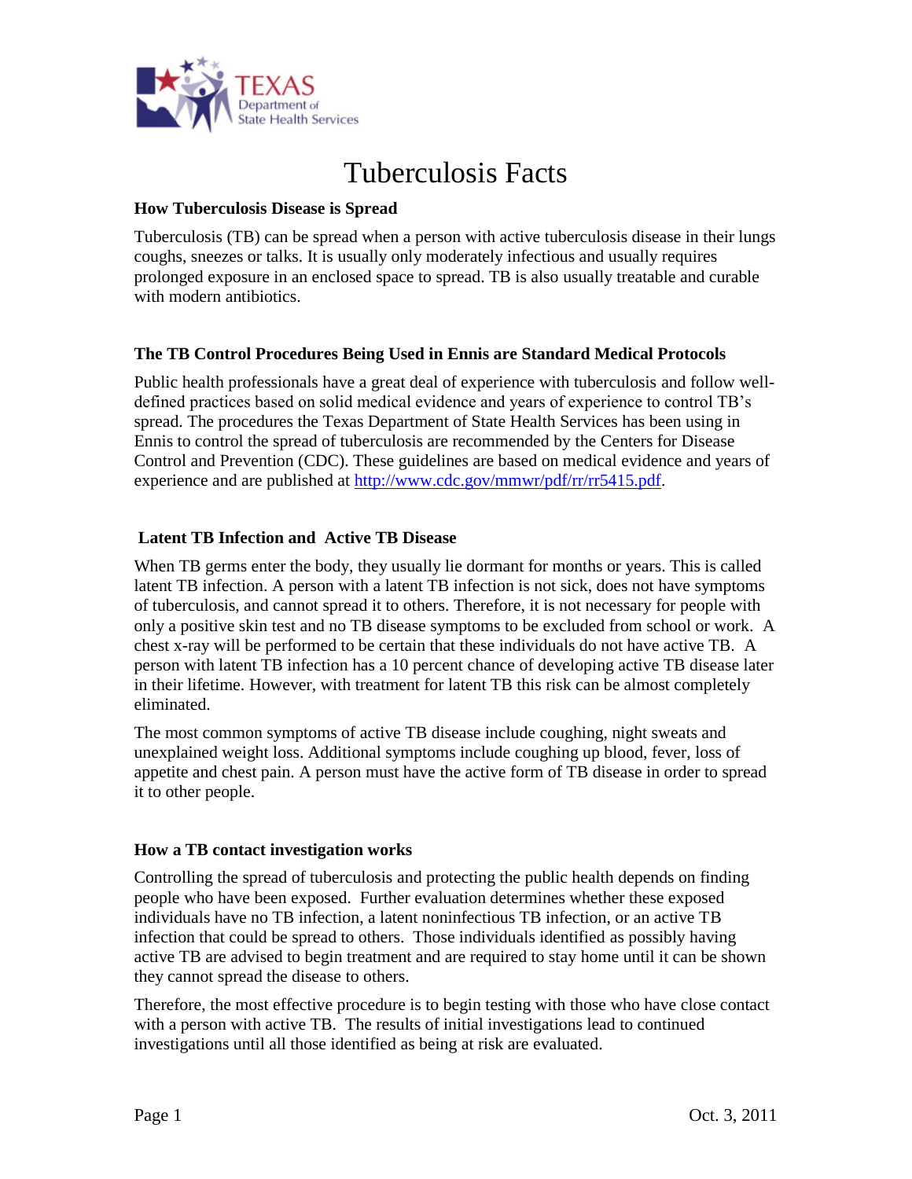Texas Department of State Health Services

# Tuberculosis Facts

### How Tuberculosis Disease is Spread

Tuberculosis (TB) can be spread when a person with active tuberculosis disease in their lungs coughs, sneezes or talks. It is usually only moderately infectious and usually requires prolonged exposure in an enclosed space to spread. TB is also usually treatable and curable with modern antibiotics.

### The TB Control Procedures Being Used in Ennis are Standard Medical Protocols

Public health professionals have a great deal of experience with tuberculosis and follow well-defined practices based on solid medical evidence and years of experience to control TB's spread. The procedures the Texas Department of State Health Services has been using in Ennis to control the spread of tuberculosis are recommended by the Centers for Disease Control and Prevention (CDC). These guidelines are based on medical evidence and years of experience and are published at http://www.cdc.gov/mmwr/pdf/rr/rr5415.pdf.

### Latent TB Infection and Active TB Disease

When TB germs enter the body, they usually lie dormant for months or years. This is called latent TB infection. A person with a latent TB infection is not sick, does not have symptoms of tuberculosis, and cannot spread it to others. Therefore, it is not necessary for people with only a positive skin test and no TB disease symptoms to be excluded from school or work. A chest x-ray will be performed to be certain that these individuals do not have active TB. A person with latent TB infection has a 10 percent chance of developing active TB disease later in their lifetime. However, with treatment for latent TB this risk can be almost completely eliminated.

The most common symptoms of active TB disease include coughing, night sweats and unexplained weight loss. Additional symptoms include coughing up blood, fever, loss of appetite and chest pain. A person must have the active form of TB disease in order to spread it to other people.

### How a TB contact investigation works

Controlling the spread of tuberculosis and protecting the public health depends on finding people who have been exposed. Further evaluation determines whether these exposed individuals have no TB infection, a latent noninfectious TB infection, or an active TB infection that could be spread to others. Those individuals identified as possibly having active TB are advised to begin treatment and are required to stay home until it can be shown they cannot spread the disease to others.

Therefore, the most effective procedure is to begin testing with those who have close contact with a person with active TB. The results of initial investigations lead to continued investigations until all those identified as being at risk are evaluated.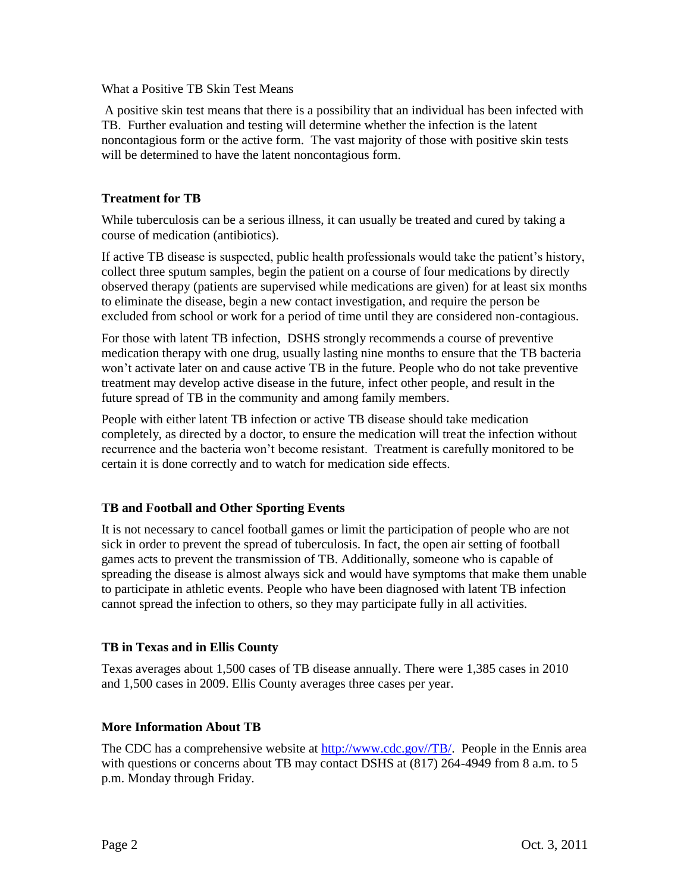What a Positive TB Skin Test Means

A positive skin test means that there is a possibility that an individual has been infected with TB. Further evaluation and testing will determine whether the infection is the latent noncontagious form or the active form. The vast majority of those with positive skin tests will be determined to have the latent noncontagious form.

## Treatment for TB

While tuberculosis can be a serious illness, it can usually be treated and cured by taking a course of medication (antibiotics).

If active TB disease is suspected, public health professionals would take the patient's history, collect three sputum samples, begin the patient on a course of four medications by directly observed therapy (patients are supervised while medications are given) for at least six months to eliminate the disease, begin a new contact investigation, and require the person be excluded from school or work for a period of time until they are considered non-contagious.

For those with latent TB infection, DSHS strongly recommends a course of preventive medication therapy with one drug, usually lasting nine months to ensure that the TB bacteria won't activate later on and cause active TB in the future. People who do not take preventive treatment may develop active disease in the future, infect other people, and result in the future spread of TB in the community and among family members.

People with either latent TB infection or active TB disease should take medication completely, as directed by a doctor, to ensure the medication will treat the infection without recurrence and the bacteria won't become resistant. Treatment is carefully monitored to be certain it is done correctly and to watch for medication side effects.

## TB and Football and Other Sporting Events

It is not necessary to cancel football games or limit the participation of people who are not sick in order to prevent the spread of tuberculosis. In fact, the open air setting of football games acts to prevent the transmission of TB. Additionally, someone who is capable of spreading the disease is almost always sick and would have symptoms that make them unable to participate in athletic events. People who have been diagnosed with latent TB infection cannot spread the infection to others, so they may participate fully in all activities.

## TB in Texas and in Ellis County

Texas averages about 1,500 cases of TB disease annually. There were 1,385 cases in 2010 and 1,500 cases in 2009. Ellis County averages three cases per year.

## More Information About TB

The CDC has a comprehensive website at [http://www.cdc.gov//TB/](http://www.cdc.gov//TB/). People in the Ennis area with questions or concerns about TB may contact DSHS at (817) 264-4949 from 8 a.m. to 5 p.m. Monday through Friday.